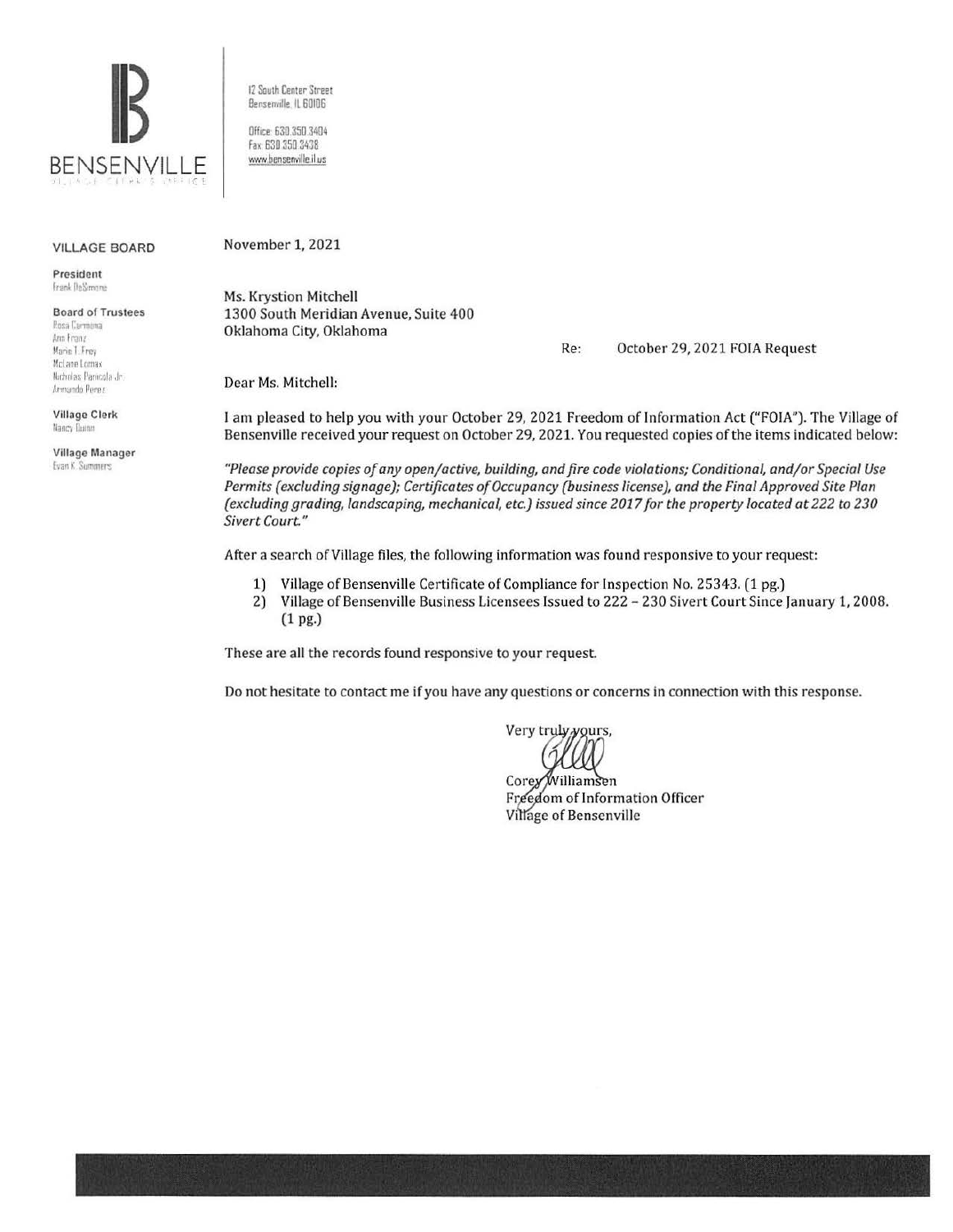BENSENVILLE
VILLAGE CLERK'S OFFICE

12 South Center Street
Bensenville, IL 60106

Office: 630.350.3404
Fax: 630.350.3438
www.bensenville.il.us

**VILLAGE BOARD**

**President**
Frank DeSimone

**Board of Trustees**
Rosa Carmona
Ann Franz
Marie T. Frey
McLane Lomax
Nicholas Panicola Jr.
Armando Perez

**Village Clerk**
Nancy Quinn

**Village Manager**
Evan K. Summers

November 1, 2021

Ms. Krystion Mitchell
1300 South Meridian Avenue, Suite 400
Oklahoma City, Oklahoma

Re: October 29, 2021 FOIA Request

Dear Ms. Mitchell:

I am pleased to help you with your October 29, 2021 Freedom of Information Act ("FOIA"). The Village of Bensenville received your request on October 29, 2021. You requested copies of the items indicated below:

*"Please provide copies of any open/active, building, and fire code violations; Conditional, and/or Special Use Permits (excluding signage); Certificates of Occupancy (business license), and the Final Approved Site Plan (excluding grading, landscaping, mechanical, etc.) issued since 2017 for the property located at 222 to 230 Sivert Court."*

After a search of Village files, the following information was found responsive to your request:

1) Village of Bensenville Certificate of Compliance for Inspection No. 25343. (1 pg.)
2) Village of Bensenville Business Licensees Issued to 222 – 230 Sivert Court Since January 1, 2008. (1 pg.)

These are all the records found responsive to your request.

Do not hesitate to contact me if you have any questions or concerns in connection with this response.

Very truly yours,

Corey Williamsen
Freedom of Information Officer
Village of Bensenville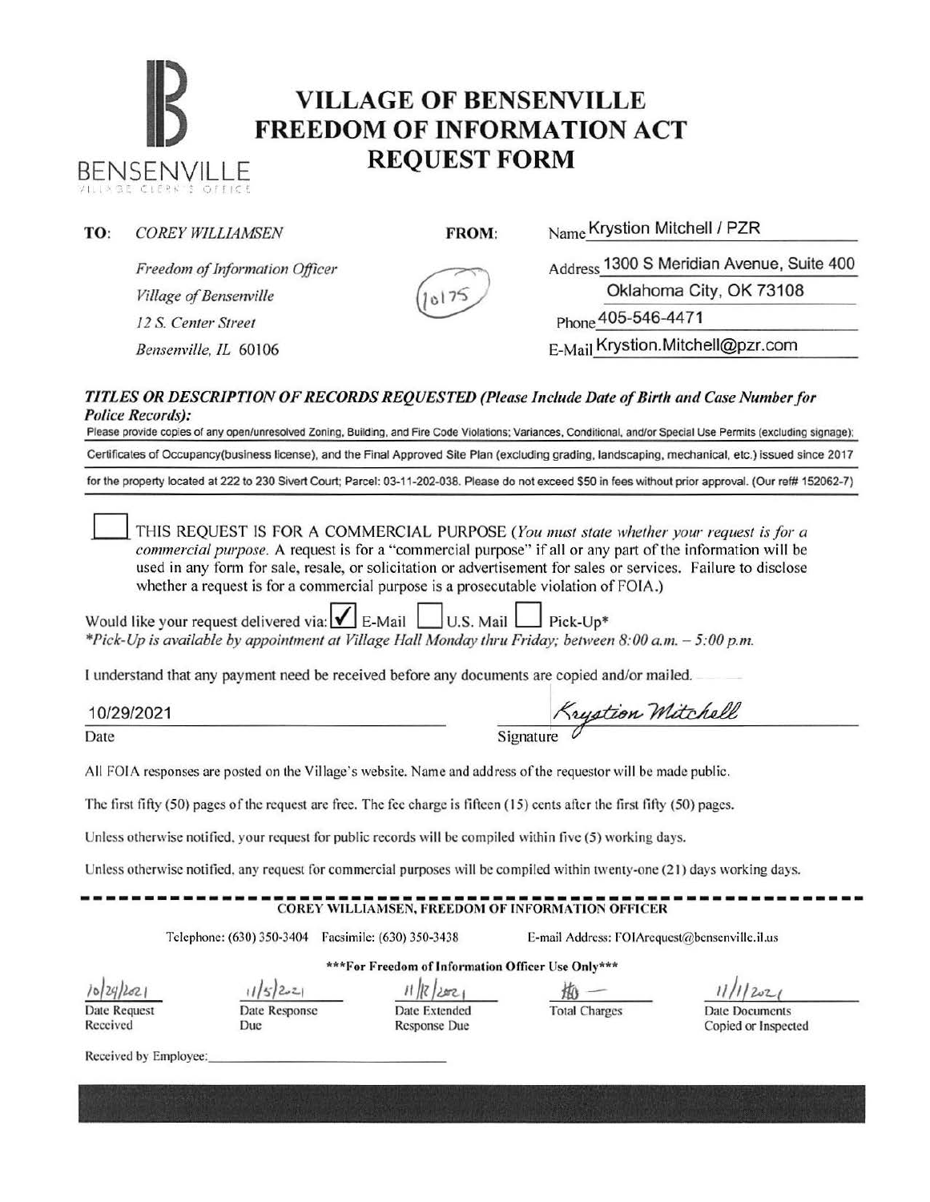BENSENVILLE
VILLAGE CLERK'S OFFICE

# VILLAGE OF BENSENVILLE FREEDOM OF INFORMATION ACT REQUEST FORM

**TO:** *COREY WILLIAMSEN*

*Freedom of Information Officer*

*Village of Bensenville*

*12 S. Center Street*

*Bensenville, IL 60106*

**FROM:**

10175

Name Krystion Mitchell / PZR

Address 1300 S Meridian Avenue, Suite 400

Oklahoma City, OK 73108

Phone 405-546-4471

E-Mail Krystion.Mitchell@pzr.com

***TITLES OR DESCRIPTION OF RECORDS REQUESTED (Please Include Date of Birth and Case Number for Police Records):***

Please provide copies of any open/unresolved Zoning, Building, and Fire Code Violations; Variances, Conditional, and/or Special Use Permits (excluding signage); Certificates of Occupancy(business license), and the Final Approved Site Plan (excluding grading, landscaping, mechanical, etc.) issued since 2017 for the property located at 222 to 230 Sivert Court; Parcel: 03-11-202-038. Please do not exceed $50 in fees without prior approval. (Our ref# 152062-7)

☐ THIS REQUEST IS FOR A COMMERCIAL PURPOSE (*You must state whether your request is for a commercial purpose.* A request is for a "commercial purpose" if all or any part of the information will be used in any form for sale, resale, or solicitation or advertisement for sales or services. Failure to disclose whether a request is for a commercial purpose is a prosecutable violation of FOIA.)

Would like your request delivered via: ☑ E-Mail ☐ U.S. Mail ☐ Pick-Up*

*\*Pick-Up is available by appointment at Village Hall Monday thru Friday; between 8:00 a.m. – 5:00 p.m.*

I understand that any payment need be received before any documents are copied and/or mailed.

10/29/2021 — Date

Krystion Mitchell — Signature

All FOIA responses are posted on the Village's website. Name and address of the requestor will be made public.

The first fifty (50) pages of the request are free. The fee charge is fifteen (15) cents after the first fifty (50) pages.

Unless otherwise notified, your request for public records will be compiled within five (5) working days.

Unless otherwise notified, any request for commercial purposes will be compiled within twenty-one (21) days working days.

---

**COREY WILLIAMSEN, FREEDOM OF INFORMATION OFFICER**

Telephone: (630) 350-3404 Facsimile: (630) 350-3438 E-mail Address: FOIArequest@bensenville.il.us

**\*\*\*For Freedom of Information Officer Use Only\*\*\***

| Date Request Received | Date Response Due | Date Extended Response Due | Total Charges | Date Documents Copied or Inspected |
|---|---|---|---|---|
| 10/29/2021 | 11/5/2021 | 11/12/2021 | ₿0 — | 11/1/2021 |

Received by Employee: ______________________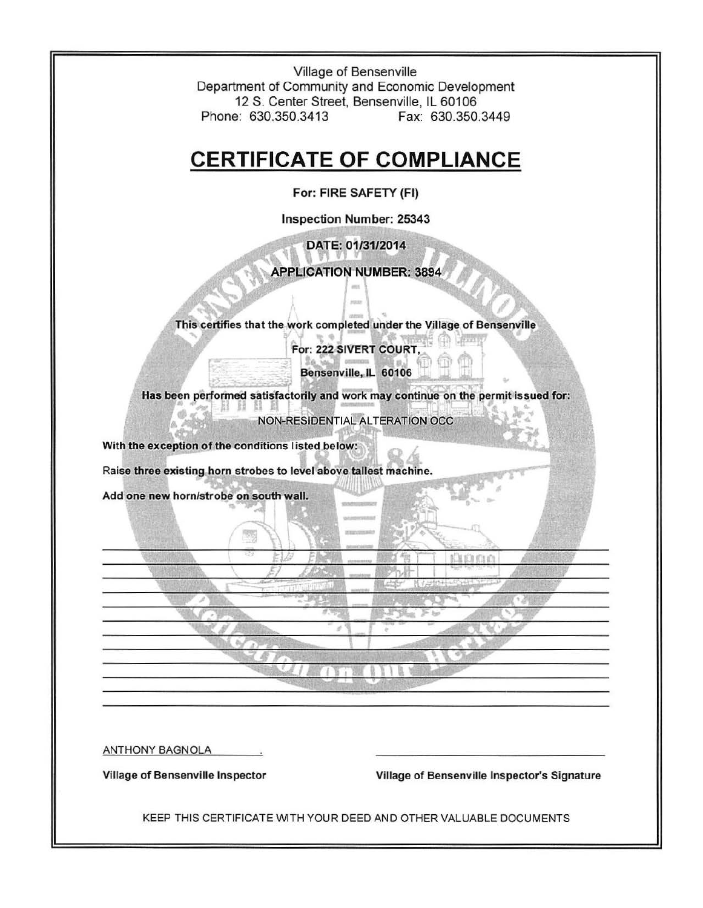Village of Bensenville
Department of Community and Economic Development
12 S. Center Street, Bensenville, IL 60106
Phone: 630.350.3413 Fax: 630.350.3449

# CERTIFICATE OF COMPLIANCE

**For: FIRE SAFETY (FI)**

**Inspection Number: 25343**

**DATE: 01/31/2014**

**APPLICATION NUMBER: 3894**

**This certifies that the work completed under the Village of Bensenville**

**For: 222 SIVERT COURT,**

**Bensenville, IL 60106**

**Has been performed satisfactorily and work may continue on the permit issued for:**

NON-RESIDENTIAL ALTERATION OCC

**With the exception of the conditions listed below:**

**Raise three existing horn strobes to level above tallest machine.**

**Add one new horn/strobe on south wall.**

ANTHONY BAGNOLA

**Village of Bensenville Inspector**

**Village of Bensenville Inspector's Signature**

KEEP THIS CERTIFICATE WITH YOUR DEED AND OTHER VALUABLE DOCUMENTS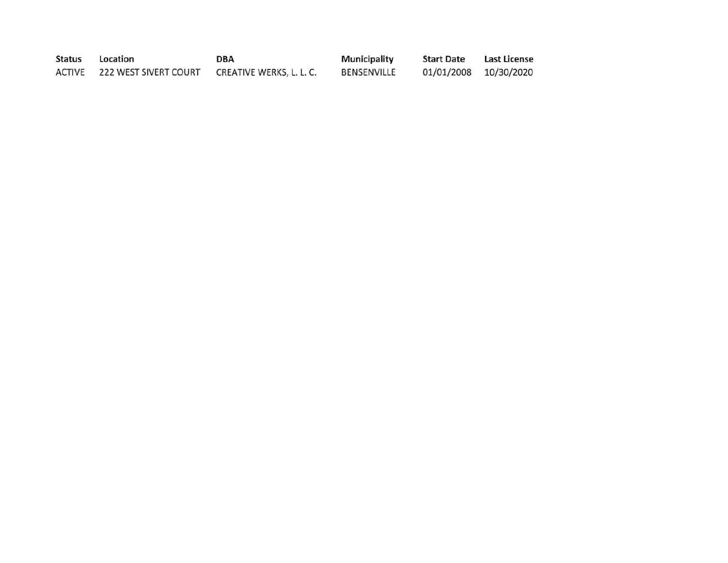| Status | Location | DBA | Municipality | Start Date | Last License |
|---|---|---|---|---|---|
| ACTIVE | 222 WEST SIVERT COURT | CREATIVE WERKS, L. L. C. | BENSENVILLE | 01/01/2008 | 10/30/2020 |